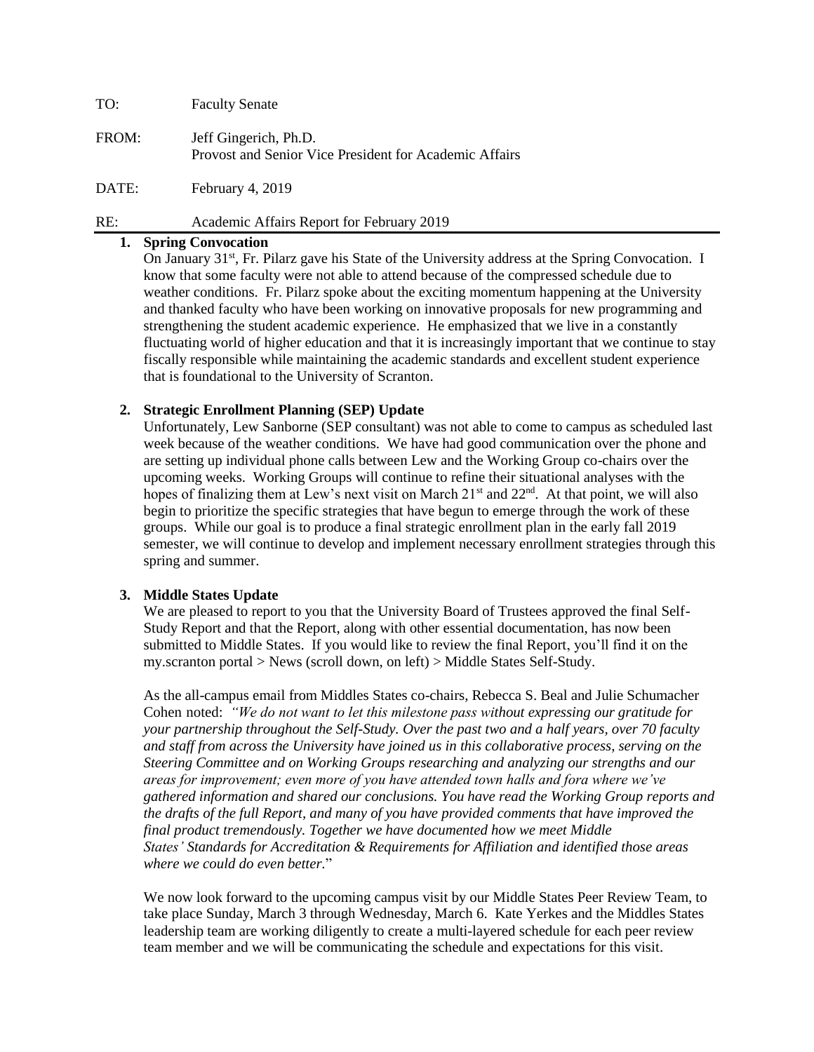TO: Faculty Senate

FROM: Jeff Gingerich, Ph.D.
Provost and Senior Vice President for Academic Affairs

DATE: February 4, 2019

RE: Academic Affairs Report for February 2019

**1. Spring Convocation**

On January 31st, Fr. Pilarz gave his State of the University address at the Spring Convocation. I know that some faculty were not able to attend because of the compressed schedule due to weather conditions. Fr. Pilarz spoke about the exciting momentum happening at the University and thanked faculty who have been working on innovative proposals for new programming and strengthening the student academic experience. He emphasized that we live in a constantly fluctuating world of higher education and that it is increasingly important that we continue to stay fiscally responsible while maintaining the academic standards and excellent student experience that is foundational to the University of Scranton.

**2. Strategic Enrollment Planning (SEP) Update**

Unfortunately, Lew Sanborne (SEP consultant) was not able to come to campus as scheduled last week because of the weather conditions. We have had good communication over the phone and are setting up individual phone calls between Lew and the Working Group co-chairs over the upcoming weeks. Working Groups will continue to refine their situational analyses with the hopes of finalizing them at Lew's next visit on March 21st and 22nd. At that point, we will also begin to prioritize the specific strategies that have begun to emerge through the work of these groups. While our goal is to produce a final strategic enrollment plan in the early fall 2019 semester, we will continue to develop and implement necessary enrollment strategies through this spring and summer.

**3. Middle States Update**

We are pleased to report to you that the University Board of Trustees approved the final Self-Study Report and that the Report, along with other essential documentation, has now been submitted to Middle States. If you would like to review the final Report, you'll find it on the my.scranton portal > News (scroll down, on left) > Middle States Self-Study.

As the all-campus email from Middles States co-chairs, Rebecca S. Beal and Julie Schumacher Cohen noted: *"We do not want to let this milestone pass without expressing our gratitude for your partnership throughout the Self-Study. Over the past two and a half years, over 70 faculty and staff from across the University have joined us in this collaborative process, serving on the Steering Committee and on Working Groups researching and analyzing our strengths and our areas for improvement; even more of you have attended town halls and fora where we've gathered information and shared our conclusions. You have read the Working Group reports and the drafts of the full Report, and many of you have provided comments that have improved the final product tremendously. Together we have documented how we meet Middle States' Standards for Accreditation & Requirements for Affiliation and identified those areas where we could do even better.*"

We now look forward to the upcoming campus visit by our Middle States Peer Review Team, to take place Sunday, March 3 through Wednesday, March 6. Kate Yerkes and the Middles States leadership team are working diligently to create a multi-layered schedule for each peer review team member and we will be communicating the schedule and expectations for this visit.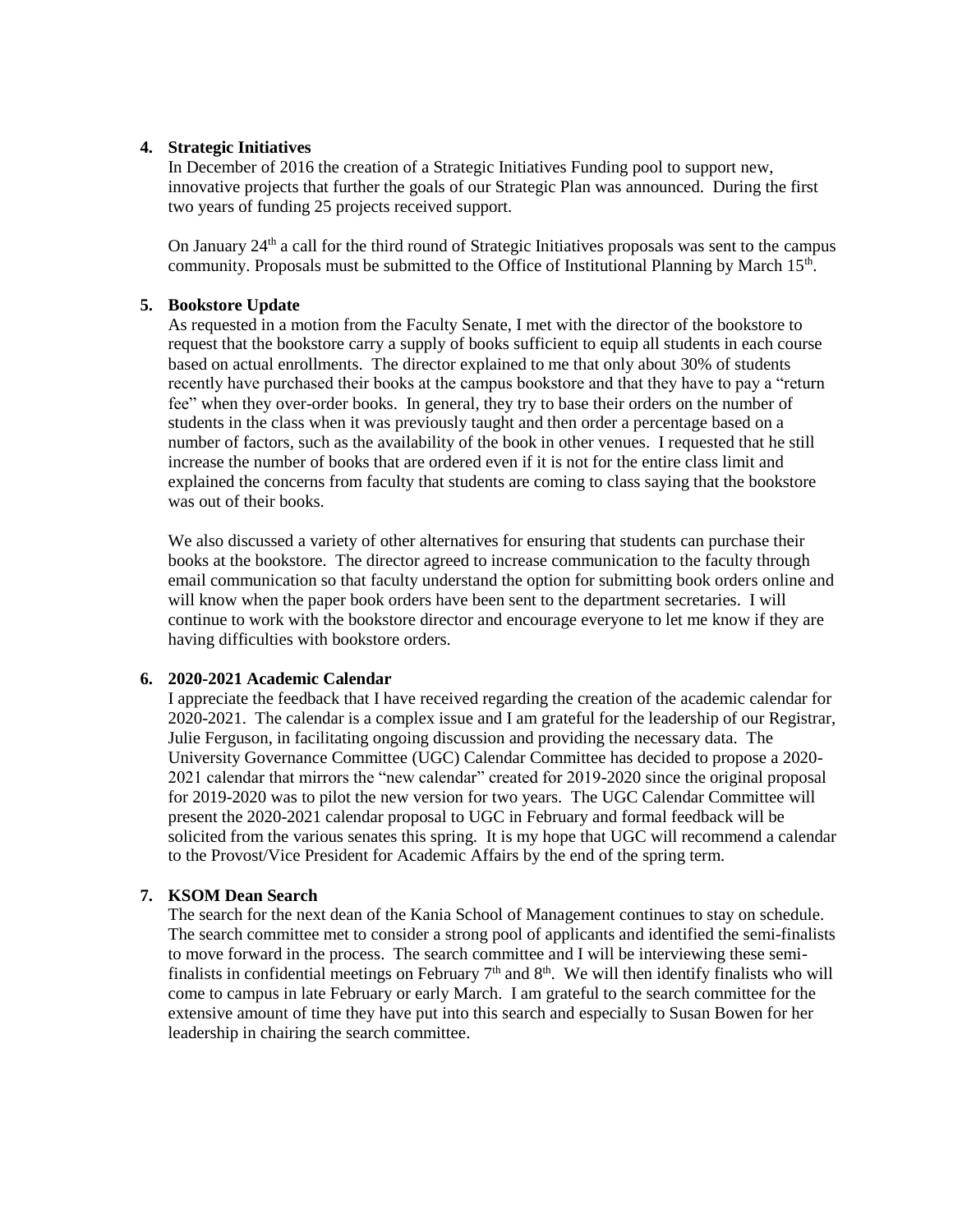**4. Strategic Initiatives**

In December of 2016 the creation of a Strategic Initiatives Funding pool to support new, innovative projects that further the goals of our Strategic Plan was announced. During the first two years of funding 25 projects received support.

On January 24th a call for the third round of Strategic Initiatives proposals was sent to the campus community. Proposals must be submitted to the Office of Institutional Planning by March 15th.

**5. Bookstore Update**

As requested in a motion from the Faculty Senate, I met with the director of the bookstore to request that the bookstore carry a supply of books sufficient to equip all students in each course based on actual enrollments. The director explained to me that only about 30% of students recently have purchased their books at the campus bookstore and that they have to pay a "return fee" when they over-order books. In general, they try to base their orders on the number of students in the class when it was previously taught and then order a percentage based on a number of factors, such as the availability of the book in other venues. I requested that he still increase the number of books that are ordered even if it is not for the entire class limit and explained the concerns from faculty that students are coming to class saying that the bookstore was out of their books.

We also discussed a variety of other alternatives for ensuring that students can purchase their books at the bookstore. The director agreed to increase communication to the faculty through email communication so that faculty understand the option for submitting book orders online and will know when the paper book orders have been sent to the department secretaries. I will continue to work with the bookstore director and encourage everyone to let me know if they are having difficulties with bookstore orders.

**6. 2020-2021 Academic Calendar**

I appreciate the feedback that I have received regarding the creation of the academic calendar for 2020-2021. The calendar is a complex issue and I am grateful for the leadership of our Registrar, Julie Ferguson, in facilitating ongoing discussion and providing the necessary data. The University Governance Committee (UGC) Calendar Committee has decided to propose a 2020-2021 calendar that mirrors the "new calendar" created for 2019-2020 since the original proposal for 2019-2020 was to pilot the new version for two years. The UGC Calendar Committee will present the 2020-2021 calendar proposal to UGC in February and formal feedback will be solicited from the various senates this spring. It is my hope that UGC will recommend a calendar to the Provost/Vice President for Academic Affairs by the end of the spring term.

**7. KSOM Dean Search**

The search for the next dean of the Kania School of Management continues to stay on schedule. The search committee met to consider a strong pool of applicants and identified the semi-finalists to move forward in the process. The search committee and I will be interviewing these semi-finalists in confidential meetings on February 7th and 8th. We will then identify finalists who will come to campus in late February or early March. I am grateful to the search committee for the extensive amount of time they have put into this search and especially to Susan Bowen for her leadership in chairing the search committee.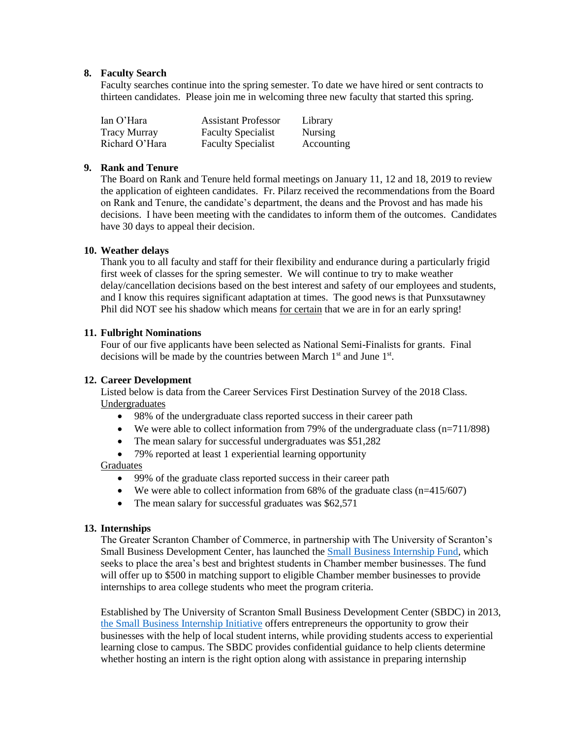**8. Faculty Search**

Faculty searches continue into the spring semester. To date we have hired or sent contracts to thirteen candidates. Please join me in welcoming three new faculty that started this spring.

| | | |
|---|---|---|
| Ian O'Hara | Assistant Professor | Library |
| Tracy Murray | Faculty Specialist | Nursing |
| Richard O'Hara | Faculty Specialist | Accounting |

**9. Rank and Tenure**

The Board on Rank and Tenure held formal meetings on January 11, 12 and 18, 2019 to review the application of eighteen candidates. Fr. Pilarz received the recommendations from the Board on Rank and Tenure, the candidate's department, the deans and the Provost and has made his decisions. I have been meeting with the candidates to inform them of the outcomes. Candidates have 30 days to appeal their decision.

**10. Weather delays**

Thank you to all faculty and staff for their flexibility and endurance during a particularly frigid first week of classes for the spring semester. We will continue to try to make weather delay/cancellation decisions based on the best interest and safety of our employees and students, and I know this requires significant adaptation at times. The good news is that Punxsutawney Phil did NOT see his shadow which means <u>for certain</u> that we are in for an early spring!

**11. Fulbright Nominations**

Four of our five applicants have been selected as National Semi-Finalists for grants. Final decisions will be made by the countries between March 1st and June 1st.

**12. Career Development**

Listed below is data from the Career Services First Destination Survey of the 2018 Class.

<u>Undergraduates</u>

- 98% of the undergraduate class reported success in their career path
- We were able to collect information from 79% of the undergraduate class (n=711/898)
- The mean salary for successful undergraduates was $51,282
- 79% reported at least 1 experiential learning opportunity

<u>Graduates</u>

- 99% of the graduate class reported success in their career path
- We were able to collect information from 68% of the graduate class (n=415/607)
- The mean salary for successful graduates was $62,571

**13. Internships**

The Greater Scranton Chamber of Commerce, in partnership with The University of Scranton's Small Business Development Center, has launched the Small Business Internship Fund, which seeks to place the area's best and brightest students in Chamber member businesses. The fund will offer up to $500 in matching support to eligible Chamber member businesses to provide internships to area college students who meet the program criteria.

Established by The University of Scranton Small Business Development Center (SBDC) in 2013, the Small Business Internship Initiative offers entrepreneurs the opportunity to grow their businesses with the help of local student interns, while providing students access to experiential learning close to campus. The SBDC provides confidential guidance to help clients determine whether hosting an intern is the right option along with assistance in preparing internship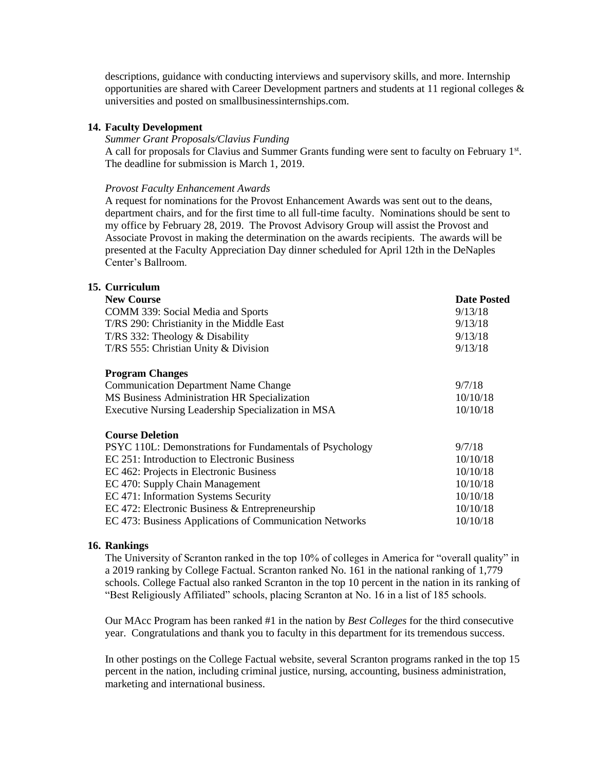descriptions, guidance with conducting interviews and supervisory skills, and more. Internship opportunities are shared with Career Development partners and students at 11 regional colleges & universities and posted on smallbusinessinternships.com.

**14. Faculty Development**

*Summer Grant Proposals/Clavius Funding*

A call for proposals for Clavius and Summer Grants funding were sent to faculty on February 1st. The deadline for submission is March 1, 2019.

*Provost Faculty Enhancement Awards*

A request for nominations for the Provost Enhancement Awards was sent out to the deans, department chairs, and for the first time to all full-time faculty. Nominations should be sent to my office by February 28, 2019. The Provost Advisory Group will assist the Provost and Associate Provost in making the determination on the awards recipients. The awards will be presented at the Faculty Appreciation Day dinner scheduled for April 12th in the DeNaples Center's Ballroom.

**15. Curriculum**

| **New Course** | **Date Posted** |
|---|---|
| COMM 339: Social Media and Sports | 9/13/18 |
| T/RS 290: Christianity in the Middle East | 9/13/18 |
| T/RS 332: Theology & Disability | 9/13/18 |
| T/RS 555: Christian Unity & Division | 9/13/18 |
| **Program Changes** | |
| Communication Department Name Change | 9/7/18 |
| MS Business Administration HR Specialization | 10/10/18 |
| Executive Nursing Leadership Specialization in MSA | 10/10/18 |
| **Course Deletion** | |
| PSYC 110L: Demonstrations for Fundamentals of Psychology | 9/7/18 |
| EC 251: Introduction to Electronic Business | 10/10/18 |
| EC 462: Projects in Electronic Business | 10/10/18 |
| EC 470: Supply Chain Management | 10/10/18 |
| EC 471: Information Systems Security | 10/10/18 |
| EC 472: Electronic Business & Entrepreneurship | 10/10/18 |
| EC 473: Business Applications of Communication Networks | 10/10/18 |

**16. Rankings**

The University of Scranton ranked in the top 10% of colleges in America for "overall quality" in a 2019 ranking by College Factual. Scranton ranked No. 161 in the national ranking of 1,779 schools. College Factual also ranked Scranton in the top 10 percent in the nation in its ranking of "Best Religiously Affiliated" schools, placing Scranton at No. 16 in a list of 185 schools.

Our MAcc Program has been ranked #1 in the nation by *Best Colleges* for the third consecutive year. Congratulations and thank you to faculty in this department for its tremendous success.

In other postings on the College Factual website, several Scranton programs ranked in the top 15 percent in the nation, including criminal justice, nursing, accounting, business administration, marketing and international business.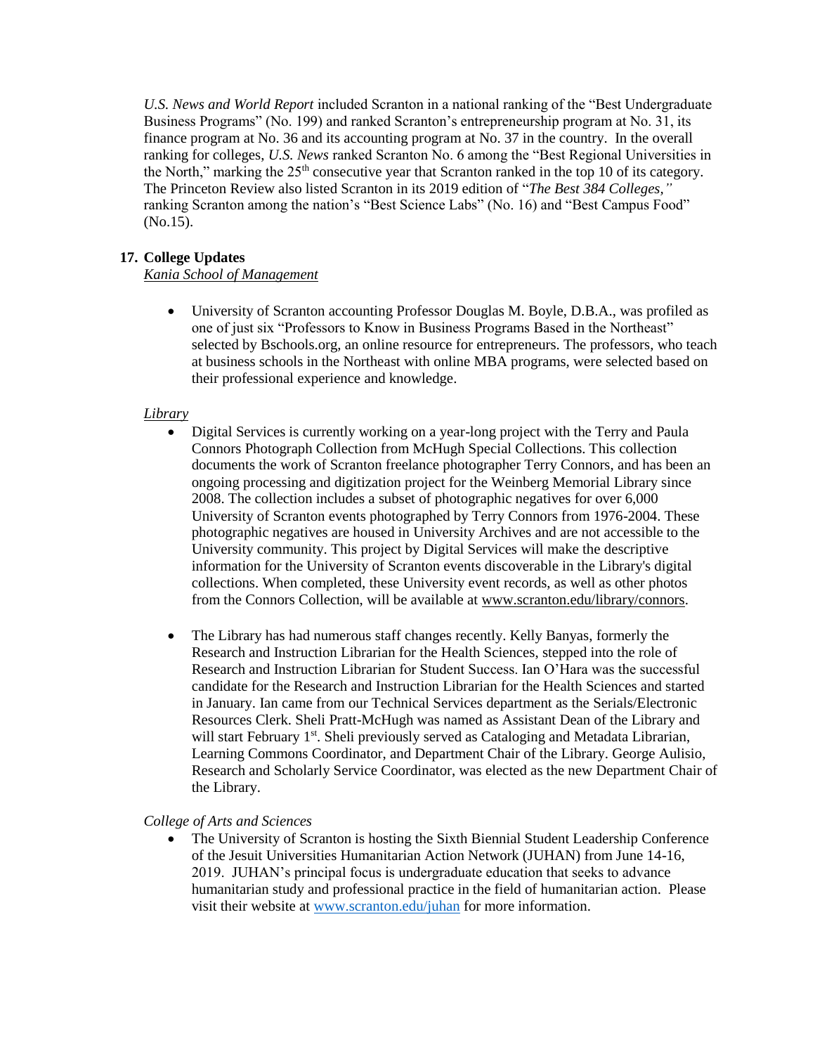*U.S. News and World Report* included Scranton in a national ranking of the "Best Undergraduate Business Programs" (No. 199) and ranked Scranton's entrepreneurship program at No. 31, its finance program at No. 36 and its accounting program at No. 37 in the country. In the overall ranking for colleges, *U.S. News* ranked Scranton No. 6 among the "Best Regional Universities in the North," marking the 25th consecutive year that Scranton ranked in the top 10 of its category. The Princeton Review also listed Scranton in its 2019 edition of "*The Best 384 Colleges,"* ranking Scranton among the nation's "Best Science Labs" (No. 16) and "Best Campus Food" (No.15).

**17. College Updates**

*Kania School of Management*

- University of Scranton accounting Professor Douglas M. Boyle, D.B.A., was profiled as one of just six "Professors to Know in Business Programs Based in the Northeast" selected by Bschools.org, an online resource for entrepreneurs. The professors, who teach at business schools in the Northeast with online MBA programs, were selected based on their professional experience and knowledge.

*Library*

- Digital Services is currently working on a year-long project with the Terry and Paula Connors Photograph Collection from McHugh Special Collections. This collection documents the work of Scranton freelance photographer Terry Connors, and has been an ongoing processing and digitization project for the Weinberg Memorial Library since 2008. The collection includes a subset of photographic negatives for over 6,000 University of Scranton events photographed by Terry Connors from 1976-2004. These photographic negatives are housed in University Archives and are not accessible to the University community. This project by Digital Services will make the descriptive information for the University of Scranton events discoverable in the Library's digital collections. When completed, these University event records, as well as other photos from the Connors Collection, will be available at www.scranton.edu/library/connors.

- The Library has had numerous staff changes recently. Kelly Banyas, formerly the Research and Instruction Librarian for the Health Sciences, stepped into the role of Research and Instruction Librarian for Student Success. Ian O'Hara was the successful candidate for the Research and Instruction Librarian for the Health Sciences and started in January. Ian came from our Technical Services department as the Serials/Electronic Resources Clerk. Sheli Pratt-McHugh was named as Assistant Dean of the Library and will start February 1st. Sheli previously served as Cataloging and Metadata Librarian, Learning Commons Coordinator, and Department Chair of the Library. George Aulisio, Research and Scholarly Service Coordinator, was elected as the new Department Chair of the Library.

*College of Arts and Sciences*

- The University of Scranton is hosting the Sixth Biennial Student Leadership Conference of the Jesuit Universities Humanitarian Action Network (JUHAN) from June 14-16, 2019. JUHAN's principal focus is undergraduate education that seeks to advance humanitarian study and professional practice in the field of humanitarian action. Please visit their website at www.scranton.edu/juhan for more information.